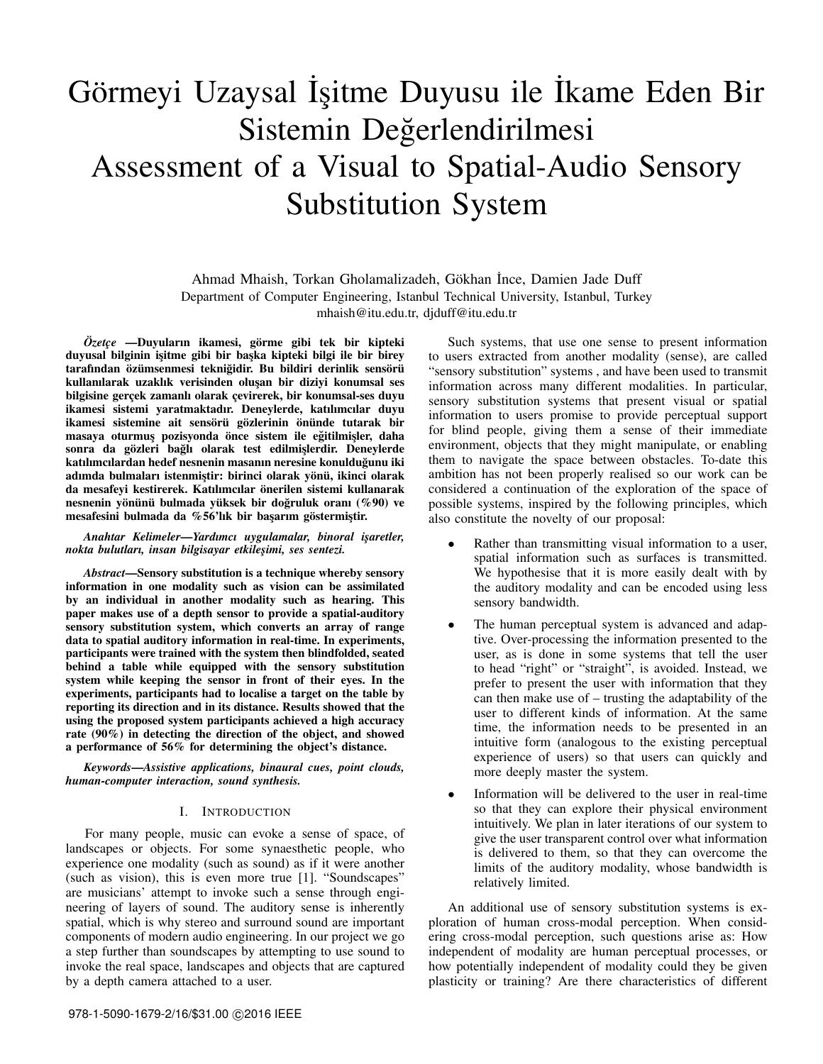# Görmeyi Uzaysal İşitme Duyusu ile İkame Eden Bir Sistemin Değerlendirilmesi
# Assessment of a Visual to Spatial-Audio Sensory Substitution System

Ahmad Mhaish, Torkan Gholamalizadeh, Gökhan İnce, Damien Jade Duff
Department of Computer Engineering, Istanbul Technical University, Istanbul, Turkey
mhaish@itu.edu.tr, djduff@itu.edu.tr

***Özetçe* —Duyuların ikamesi, görme gibi tek bir kipteki duyusal bilginin işitme gibi bir başka kipteki bilgi ile bir birey tarafından özümsenmesi tekniğidir. Bu bildiri derinlik sensörü kullanılarak uzaklık verisinden oluşan bir diziyi konumsal ses bilgisine gerçek zamanlı olarak çevirerek, bir konumsal-ses duyu ikamesi sistemi yaratmaktadır. Deneylerde, katılımcılar duyu ikamesi sistemine ait sensörü gözlerinin önünde tutarak bir masaya oturmuş pozisyonda önce sistem ile eğitilmişler, daha sonra da gözleri bağlı olarak test edilmişlerdir. Deneylerde katılımcılardan hedef nesnenin masanın neresine konulduğunu iki adımda bulmaları istenmiştir: birinci olarak yönü, ikinci olarak da mesafeyi kestirerek. Katılımcılar önerilen sistemi kullanarak nesnenin yönünü bulmada yüksek bir doğruluk oranı (%90) ve mesafesini bulmada da %56'lık bir başarım göstermiştir.**

***Anahtar Kelimeler—Yardımcı uygulamalar, binoral işaretler, nokta bulutları, insan bilgisayar etkileşimi, ses sentezi.***

***Abstract*—Sensory substitution is a technique whereby sensory information in one modality such as vision can be assimilated by an individual in another modality such as hearing. This paper makes use of a depth sensor to provide a spatial-auditory sensory substitution system, which converts an array of range data to spatial auditory information in real-time. In experiments, participants were trained with the system then blindfolded, seated behind a table while equipped with the sensory substitution system while keeping the sensor in front of their eyes. In the experiments, participants had to localise a target on the table by reporting its direction and in its distance. Results showed that the using the proposed system participants achieved a high accuracy rate (90%) in detecting the direction of the object, and showed a performance of 56% for determining the object's distance.**

***Keywords—Assistive applications, binaural cues, point clouds, human-computer interaction, sound synthesis.***

## I. Introduction

For many people, music can evoke a sense of space, of landscapes or objects. For some synaesthetic people, who experience one modality (such as sound) as if it were another (such as vision), this is even more true [1]. "Soundscapes" are musicians' attempt to invoke such a sense through engineering of layers of sound. The auditory sense is inherently spatial, which is why stereo and surround sound are important components of modern audio engineering. In our project we go a step further than soundscapes by attempting to use sound to invoke the real space, landscapes and objects that are captured by a depth camera attached to a user.

Such systems, that use one sense to present information to users extracted from another modality (sense), are called "sensory substitution" systems , and have been used to transmit information across many different modalities. In particular, sensory substitution systems that present visual or spatial information to users promise to provide perceptual support for blind people, giving them a sense of their immediate environment, objects that they might manipulate, or enabling them to navigate the space between obstacles. To-date this ambition has not been properly realised so our work can be considered a continuation of the exploration of the space of possible systems, inspired by the following principles, which also constitute the novelty of our proposal:

- Rather than transmitting visual information to a user, spatial information such as surfaces is transmitted. We hypothesise that it is more easily dealt with by the auditory modality and can be encoded using less sensory bandwidth.
- The human perceptual system is advanced and adaptive. Over-processing the information presented to the user, as is done in some systems that tell the user to head "right" or "straight", is avoided. Instead, we prefer to present the user with information that they can then make use of – trusting the adaptability of the user to different kinds of information. At the same time, the information needs to be presented in an intuitive form (analogous to the existing perceptual experience of users) so that users can quickly and more deeply master the system.
- Information will be delivered to the user in real-time so that they can explore their physical environment intuitively. We plan in later iterations of our system to give the user transparent control over what information is delivered to them, so that they can overcome the limits of the auditory modality, whose bandwidth is relatively limited.

An additional use of sensory substitution systems is exploration of human cross-modal perception. When considering cross-modal perception, such questions arise as: How independent of modality are human perceptual processes, or how potentially independent of modality could they be given plasticity or training? Are there characteristics of different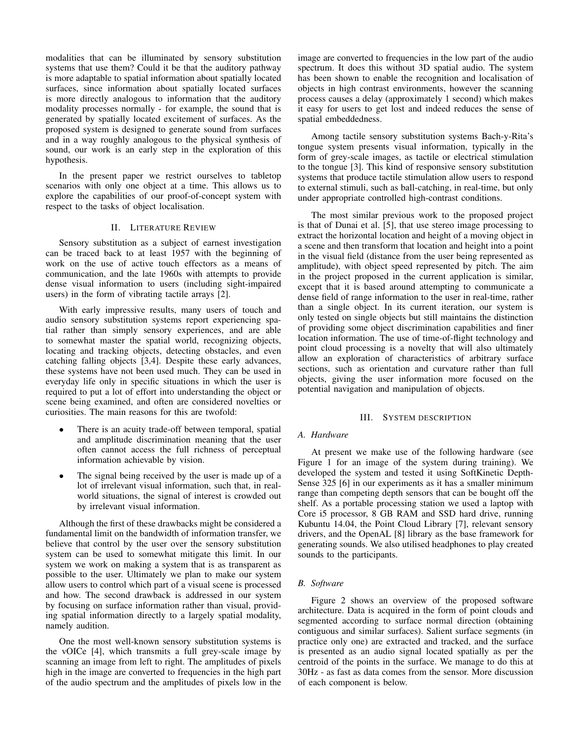modalities that can be illuminated by sensory substitution systems that use them? Could it be that the auditory pathway is more adaptable to spatial information about spatially located surfaces, since information about spatially located surfaces is more directly analogous to information that the auditory modality processes normally - for example, the sound that is generated by spatially located excitement of surfaces. As the proposed system is designed to generate sound from surfaces and in a way roughly analogous to the physical synthesis of sound, our work is an early step in the exploration of this hypothesis.

In the present paper we restrict ourselves to tabletop scenarios with only one object at a time. This allows us to explore the capabilities of our proof-of-concept system with respect to the tasks of object localisation.

## II. Literature Review

Sensory substitution as a subject of earnest investigation can be traced back to at least 1957 with the beginning of work on the use of active touch effectors as a means of communication, and the late 1960s with attempts to provide dense visual information to users (including sight-impaired users) in the form of vibrating tactile arrays [2].

With early impressive results, many users of touch and audio sensory substitution systems report experiencing spatial rather than simply sensory experiences, and are able to somewhat master the spatial world, recognizing objects, locating and tracking objects, detecting obstacles, and even catching falling objects [3,4]. Despite these early advances, these systems have not been used much. They can be used in everyday life only in specific situations in which the user is required to put a lot of effort into understanding the object or scene being examined, and often are considered novelties or curiosities. The main reasons for this are twofold:

- There is an acuity trade-off between temporal, spatial and amplitude discrimination meaning that the user often cannot access the full richness of perceptual information achievable by vision.
- The signal being received by the user is made up of a lot of irrelevant visual information, such that, in real-world situations, the signal of interest is crowded out by irrelevant visual information.

Although the first of these drawbacks might be considered a fundamental limit on the bandwidth of information transfer, we believe that control by the user over the sensory substitution system can be used to somewhat mitigate this limit. In our system we work on making a system that is as transparent as possible to the user. Ultimately we plan to make our system allow users to control which part of a visual scene is processed and how. The second drawback is addressed in our system by focusing on surface information rather than visual, providing spatial information directly to a largely spatial modality, namely audition.

One the most well-known sensory substitution systems is the vOICe [4], which transmits a full grey-scale image by scanning an image from left to right. The amplitudes of pixels high in the image are converted to frequencies in the high part of the audio spectrum and the amplitudes of pixels low in the image are converted to frequencies in the low part of the audio spectrum. It does this without 3D spatial audio. The system has been shown to enable the recognition and localisation of objects in high contrast environments, however the scanning process causes a delay (approximately 1 second) which makes it easy for users to get lost and indeed reduces the sense of spatial embeddedness.

Among tactile sensory substitution systems Bach-y-Rita's tongue system presents visual information, typically in the form of grey-scale images, as tactile or electrical stimulation to the tongue [3]. This kind of responsive sensory substitution systems that produce tactile stimulation allow users to respond to external stimuli, such as ball-catching, in real-time, but only under appropriate controlled high-contrast conditions.

The most similar previous work to the proposed project is that of Dunai et al. [5], that use stereo image processing to extract the horizontal location and height of a moving object in a scene and then transform that location and height into a point in the visual field (distance from the user being represented as amplitude), with object speed represented by pitch. The aim in the project proposed in the current application is similar, except that it is based around attempting to communicate a dense field of range information to the user in real-time, rather than a single object. In its current iteration, our system is only tested on single objects but still maintains the distinction of providing some object discrimination capabilities and finer location information. The use of time-of-flight technology and point cloud processing is a novelty that will also ultimately allow an exploration of characteristics of arbitrary surface sections, such as orientation and curvature rather than full objects, giving the user information more focused on the potential navigation and manipulation of objects.

## III. System description

### A. Hardware

At present we make use of the following hardware (see Figure 1 for an image of the system during training). We developed the system and tested it using SoftKinetic DepthSense 325 [6] in our experiments as it has a smaller minimum range than competing depth sensors that can be bought off the shelf. As a portable processing station we used a laptop with Core i5 processor, 8 GB RAM and SSD hard drive, running Kubuntu 14.04, the Point Cloud Library [7], relevant sensory drivers, and the OpenAL [8] library as the base framework for generating sounds. We also utilised headphones to play created sounds to the participants.

### B. Software

Figure 2 shows an overview of the proposed software architecture. Data is acquired in the form of point clouds and segmented according to surface normal direction (obtaining contiguous and similar surfaces). Salient surface segments (in practice only one) are extracted and tracked, and the surface is presented as an audio signal located spatially as per the centroid of the points in the surface. We manage to do this at 30Hz - as fast as data comes from the sensor. More discussion of each component is below.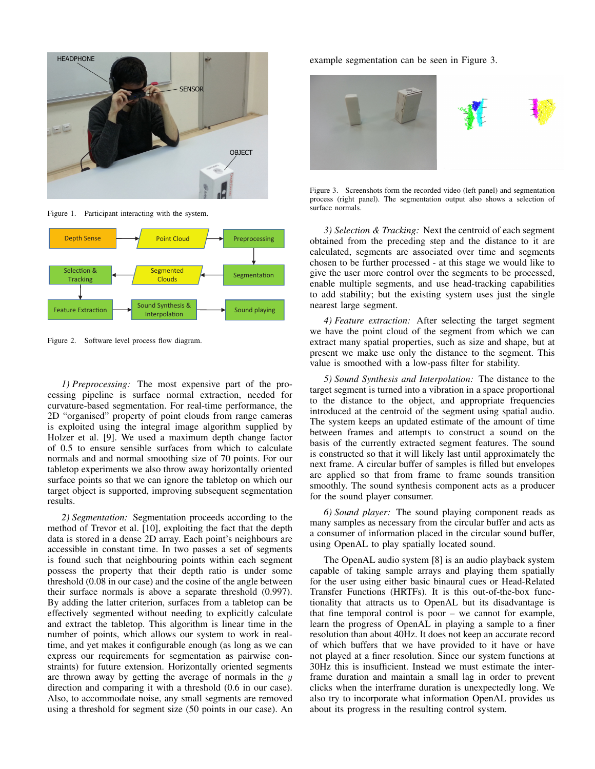HEADPHONE

SENSOR

OBJECT

Figure 1. Participant interacting with the system.

Depth Sense

Point Cloud

Preprocessing

Selection & Tracking

Segmented Clouds

Segmentation

Feature Extraction

Sound Synthesis & Interpolation

Sound playing

Figure 2. Software level process flow diagram.

*1) Preprocessing:* The most expensive part of the processing pipeline is surface normal extraction, needed for curvature-based segmentation. For real-time performance, the 2D "organised" property of point clouds from range cameras is exploited using the integral image algorithm supplied by Holzer et al. [9]. We used a maximum depth change factor of 0.5 to ensure sensible surfaces from which to calculate normals and and normal smoothing size of 70 points. For our tabletop experiments we also throw away horizontally oriented surface points so that we can ignore the tabletop on which our target object is supported, improving subsequent segmentation results.

*2) Segmentation:* Segmentation proceeds according to the method of Trevor et al. [10], exploiting the fact that the depth data is stored in a dense 2D array. Each point's neighbours are accessible in constant time. In two passes a set of segments is found such that neighbouring points within each segment possess the property that their depth ratio is under some threshold (0.08 in our case) and the cosine of the angle between their surface normals is above a separate threshold (0.997). By adding the latter criterion, surfaces from a tabletop can be effectively segmented without needing to explicitly calculate and extract the tabletop. This algorithm is linear time in the number of points, which allows our system to work in real-time, and yet makes it configurable enough (as long as we can express our requirements for segmentation as pairwise constraints) for future extension. Horizontally oriented segments are thrown away by getting the average of normals in the $y$ direction and comparing it with a threshold (0.6 in our case). Also, to accommodate noise, any small segments are removed using a threshold for segment size (50 points in our case). An example segmentation can be seen in Figure 3.

Figure 3. Screenshots form the recorded video (left panel) and segmentation process (right panel). The segmentation output also shows a selection of surface normals.

*3) Selection & Tracking:* Next the centroid of each segment obtained from the preceding step and the distance to it are calculated, segments are associated over time and segments chosen to be further processed - at this stage we would like to give the user more control over the segments to be processed, enable multiple segments, and use head-tracking capabilities to add stability; but the existing system uses just the single nearest large segment.

*4) Feature extraction:* After selecting the target segment we have the point cloud of the segment from which we can extract many spatial properties, such as size and shape, but at present we make use only the distance to the segment. This value is smoothed with a low-pass filter for stability.

*5) Sound Synthesis and Interpolation:* The distance to the target segment is turned into a vibration in a space proportional to the distance to the object, and appropriate frequencies introduced at the centroid of the segment using spatial audio. The system keeps an updated estimate of the amount of time between frames and attempts to construct a sound on the basis of the currently extracted segment features. The sound is constructed so that it will likely last until approximately the next frame. A circular buffer of samples is filled but envelopes are applied so that from frame to frame sounds transition smoothly. The sound synthesis component acts as a producer for the sound player consumer.

*6) Sound player:* The sound playing component reads as many samples as necessary from the circular buffer and acts as a consumer of information placed in the circular sound buffer, using OpenAL to play spatially located sound.

The OpenAL audio system [8] is an audio playback system capable of taking sample arrays and playing them spatially for the user using either basic binaural cues or Head-Related Transfer Functions (HRTFs). It is this out-of-the-box functionality that attracts us to OpenAL but its disadvantage is that fine temporal control is poor – we cannot for example, learn the progress of OpenAL in playing a sample to a finer resolution than about 40Hz. It does not keep an accurate record of which buffers that we have provided to it have or have not played at a finer resolution. Since our system functions at 30Hz this is insufficient. Instead we must estimate the inter-frame duration and maintain a small lag in order to prevent clicks when the interframe duration is unexpectedly long. We also try to incorporate what information OpenAL provides us about its progress in the resulting control system.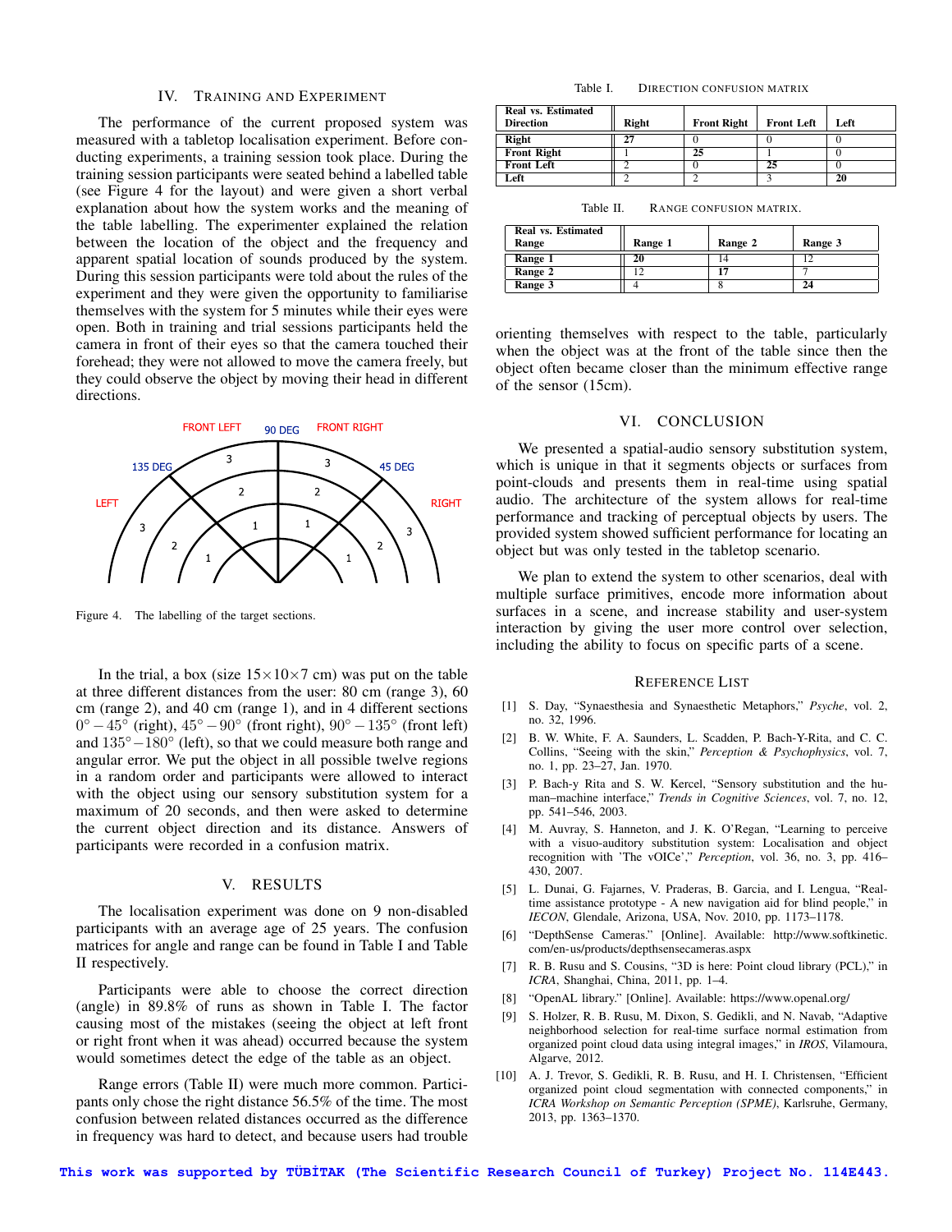## IV. Training and Experiment

The performance of the current proposed system was measured with a tabletop localisation experiment. Before conducting experiments, a training session took place. During the training session participants were seated behind a labelled table (see Figure 4 for the layout) and were given a short verbal explanation about how the system works and the meaning of the table labelling. The experimenter explained the relation between the location of the object and the frequency and apparent spatial location of sounds produced by the system. During this session participants were told about the rules of the experiment and they were given the opportunity to familiarise themselves with the system for 5 minutes while their eyes were open. Both in training and trial sessions participants held the camera in front of their eyes so that the camera touched their forehead; they were not allowed to move the camera freely, but they could observe the object by moving their head in different directions.

FRONT LEFT
90 DEG
FRONT RIGHT
135 DEG
45 DEG
LEFT
RIGHT
3
3
2
2
1
1
3
3
2
2
1
1

Figure 4. The labelling of the target sections.

In the trial, a box (size $15{\times}10{\times}7$ cm) was put on the table at three different distances from the user: 80 cm (range 3), 60 cm (range 2), and 40 cm (range 1), and in 4 different sections $0^\circ - 45^\circ$ (right), $45^\circ - 90^\circ$ (front right), $90^\circ - 135^\circ$ (front left) and $135^\circ - 180^\circ$ (left), so that we could measure both range and angular error. We put the object in all possible twelve regions in a random order and participants were allowed to interact with the object using our sensory substitution system for a maximum of 20 seconds, and then were asked to determine the current object direction and its distance. Answers of participants were recorded in a confusion matrix.

## V. Results

The localisation experiment was done on 9 non-disabled participants with an average age of 25 years. The confusion matrices for angle and range can be found in Table I and Table II respectively.

Participants were able to choose the correct direction (angle) in 89.8% of runs as shown in Table I. The factor causing most of the mistakes (seeing the object at left front or right front when it was ahead) occurred because the system would sometimes detect the edge of the table as an object.

Range errors (Table II) were much more common. Participants only chose the right distance 56.5% of the time. The most confusion between related distances occurred as the difference in frequency was hard to detect, and because users had trouble orienting themselves with respect to the table, particularly when the object was at the front of the table since then the object often became closer than the minimum effective range of the sensor (15cm).

Table I. Direction confusion matrix

| Real vs. Estimated Direction | Right | Front Right | Front Left | Left |
|---|---|---|---|---|
| **Right** | **27** | 0 | 0 | 0 |
| **Front Right** | 1 | **25** | 1 | 0 |
| **Front Left** | 2 | 0 | **25** | 0 |
| **Left** | 2 | 2 | 3 | **20** |

Table II. Range confusion matrix.

| Real vs. Estimated Range | Range 1 | Range 2 | Range 3 |
|---|---|---|---|
| **Range 1** | **20** | 14 | 12 |
| **Range 2** | 12 | **17** | 7 |
| **Range 3** | 4 | 8 | **24** |

## VI. Conclusion

We presented a spatial-audio sensory substitution system, which is unique in that it segments objects or surfaces from point-clouds and presents them in real-time using spatial audio. The architecture of the system allows for real-time performance and tracking of perceptual objects by users. The provided system showed sufficient performance for locating an object but was only tested in the tabletop scenario.

We plan to extend the system to other scenarios, deal with multiple surface primitives, encode more information about surfaces in a scene, and increase stability and user-system interaction by giving the user more control over selection, including the ability to focus on specific parts of a scene.

## Reference List

[1] S. Day, "Synaesthesia and Synaesthetic Metaphors," *Psyche*, vol. 2, no. 32, 1996.

[2] B. W. White, F. A. Saunders, L. Scadden, P. Bach-Y-Rita, and C. C. Collins, "Seeing with the skin," *Perception & Psychophysics*, vol. 7, no. 1, pp. 23–27, Jan. 1970.

[3] P. Bach-y Rita and S. W. Kercel, "Sensory substitution and the human–machine interface," *Trends in Cognitive Sciences*, vol. 7, no. 12, pp. 541–546, 2003.

[4] M. Auvray, S. Hanneton, and J. K. O'Regan, "Learning to perceive with a visuo-auditory substitution system: Localisation and object recognition with 'The vOICe'," *Perception*, vol. 36, no. 3, pp. 416–430, 2007.

[5] L. Dunai, G. Fajarnes, V. Praderas, B. Garcia, and I. Lengua, "Real-time assistance prototype - A new navigation aid for blind people," in *IECON*, Glendale, Arizona, USA, Nov. 2010, pp. 1173–1178.

[6] "DepthSense Cameras." [Online]. Available: http://www.softkinetic.com/en-us/products/depthsensecameras.aspx

[7] R. B. Rusu and S. Cousins, "3D is here: Point cloud library (PCL)," in *ICRA*, Shanghai, China, 2011, pp. 1–4.

[8] "OpenAL library." [Online]. Available: https://www.openal.org/

[9] S. Holzer, R. B. Rusu, M. Dixon, S. Gedikli, and N. Navab, "Adaptive neighborhood selection for real-time surface normal estimation from organized point cloud data using integral images," in *IROS*, Vilamoura, Algarve, 2012.

[10] A. J. Trevor, S. Gedikli, R. B. Rusu, and H. I. Christensen, "Efficient organized point cloud segmentation with connected components," in *ICRA Workshop on Semantic Perception (SPME)*, Karlsruhe, Germany, 2013, pp. 1363–1370.

**This work was supported by TÜBİTAK (The Scientific Research Council of Turkey) Project No. 114E443.**